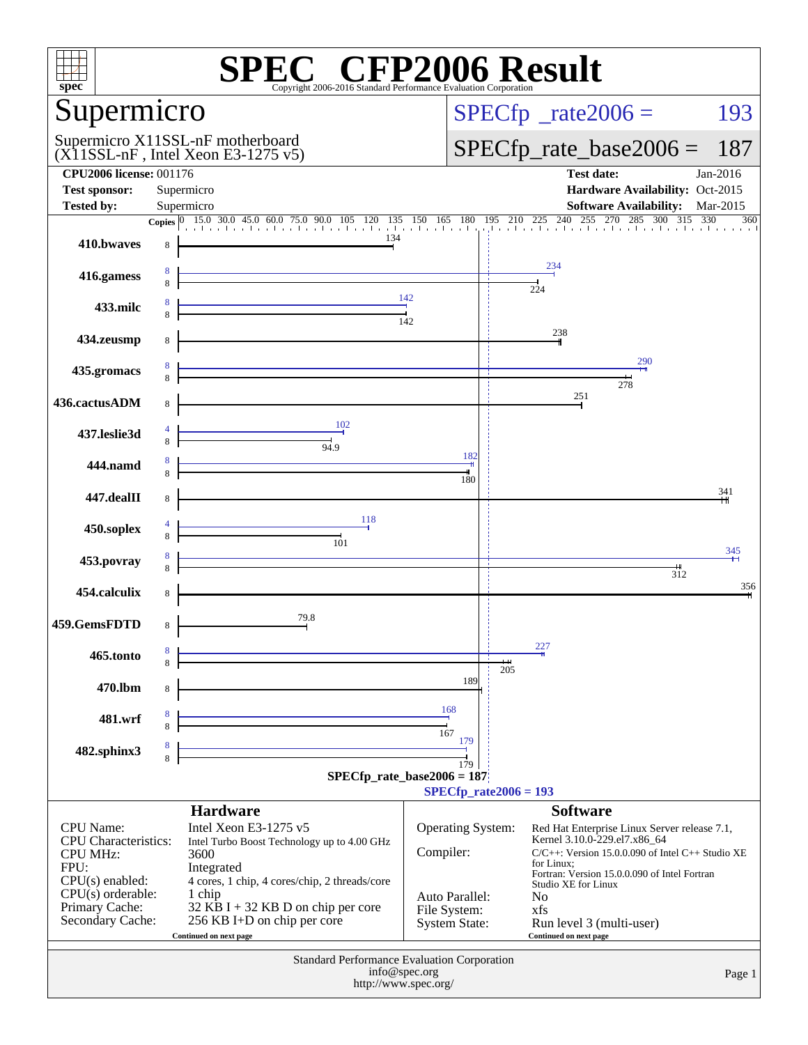# SPEC CFP2006 Result

Copyright 2006-2016 Standard Performance Evaluation Corporation

## Supermicro

Supermicro X11SSL-nF motherboard
(X11SSL-nF , Intel Xeon E3-1275 v5)

SPECfp_rate2006 = 193

SPECfp_rate_base2006 = 187

| | | | |
|---|---|---|---|
| **CPU2006 license:** | 001176 | **Test date:** | Jan-2016 |
| **Test sponsor:** | Supermicro | **Hardware Availability:** | Oct-2015 |
| **Tested by:** | Supermicro | **Software Availability:** | Mar-2015 |

| Benchmark | Copies (peak) | Peak | Copies (base) | Base |
|---|---|---|---|---|
| 410.bwaves | | | 8 | 134 |
| 416.gamess | 8 | 234 | 8 | 224 |
| 433.milc | 8 | 142 | 8 | 142 |
| 434.zeusmp | | | 8 | 238 |
| 435.gromacs | 8 | 290 | 8 | 278 |
| 436.cactusADM | | | 8 | 251 |
| 437.leslie3d | 4 | 102 | 8 | 94.9 |
| 444.namd | 8 | 182 | 8 | 180 |
| 447.dealII | | | 8 | 341 |
| 450.soplex | 4 | 118 | 8 | 101 |
| 453.povray | 8 | 345 | 8 | 312 |
| 454.calculix | | | 8 | 356 |
| 459.GemsFDTD | | | 8 | 79.8 |
| 465.tonto | 8 | 227 | 8 | 205 |
| 470.lbm | | | 8 | 189 |
| 481.wrf | 8 | 168 | 8 | 167 |
| 482.sphinx3 | 8 | 179 | 8 | 179 |

SPECfp_rate_base2006 = 187

SPECfp_rate2006 = 193

### Hardware

| | |
|---|---|
| CPU Name: | Intel Xeon E3-1275 v5 |
| CPU Characteristics: | Intel Turbo Boost Technology up to 4.00 GHz |
| CPU MHz: | 3600 |
| FPU: | Integrated |
| CPU(s) enabled: | 4 cores, 1 chip, 4 cores/chip, 2 threads/core |
| CPU(s) orderable: | 1 chip |
| Primary Cache: | 32 KB I + 32 KB D on chip per core |
| Secondary Cache: | 256 KB I+D on chip per core |

Continued on next page

### Software

| | |
|---|---|
| Operating System: | Red Hat Enterprise Linux Server release 7.1, Kernel 3.10.0-229.el7.x86_64 |
| Compiler: | C/C++: Version 15.0.0.090 of Intel C++ Studio XE for Linux; Fortran: Version 15.0.0.090 of Intel Fortran Studio XE for Linux |
| Auto Parallel: | No |
| File System: | xfs |
| System State: | Run level 3 (multi-user) |

Continued on next page

Standard Performance Evaluation Corporation
info@spec.org
http://www.spec.org/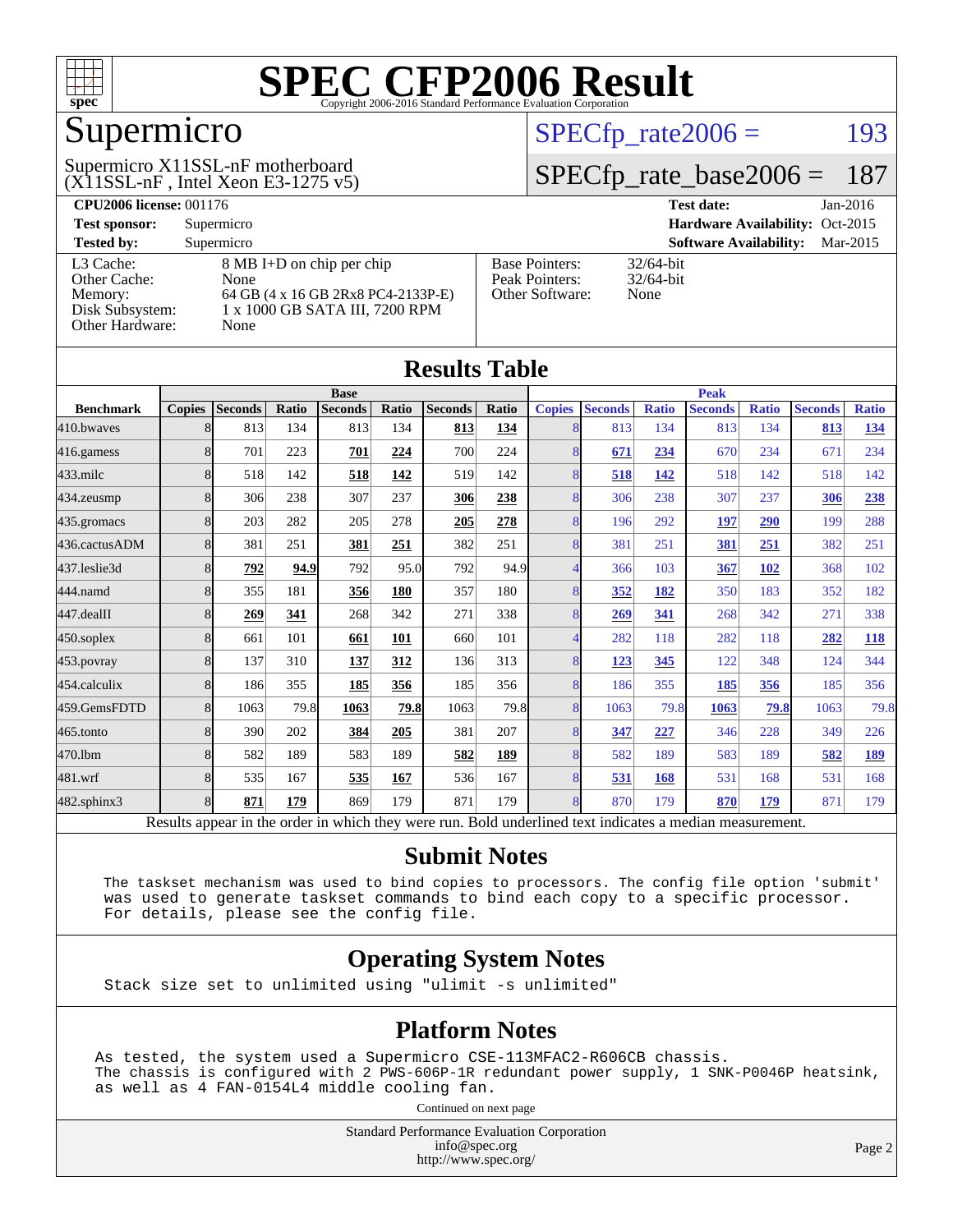# SPEC CFP2006 Result

Copyright 2006-2016 Standard Performance Evaluation Corporation

## Supermicro

Supermicro X11SSL-nF motherboard
(X11SSL-nF , Intel Xeon E3-1275 v5)

SPECfp_rate2006 = 193

SPECfp_rate_base2006 = 187

| | | | |
|---|---|---|---|
| **CPU2006 license:** | 001176 | **Test date:** | Jan-2016 |
| **Test sponsor:** | Supermicro | **Hardware Availability:** | Oct-2015 |
| **Tested by:** | Supermicro | **Software Availability:** | Mar-2015 |

| | | | |
|---|---|---|---|
| L3 Cache: | 8 MB I+D on chip per chip | Base Pointers: | 32/64-bit |
| Other Cache: | None | Peak Pointers: | 32/64-bit |
| Memory: | 64 GB (4 x 16 GB 2Rx8 PC4-2133P-E) | Other Software: | None |
| Disk Subsystem: | 1 x 1000 GB SATA III, 7200 RPM | | |
| Other Hardware: | None | | |

## Results Table

| Benchmark | Base | | | | | | | Peak | | | | | | |
|---|---|---|---|---|---|---|---|---|---|---|---|---|---|---|
| | Copies | Seconds | Ratio | Seconds | Ratio | Seconds | Ratio | Copies | Seconds | Ratio | Seconds | Ratio | Seconds | Ratio |
| 410.bwaves | 8 | 813 | 134 | 813 | 134 | **813** | **134** | 8 | 813 | 134 | 813 | 134 | **813** | **134** |
| 416.gamess | 8 | 701 | 223 | **701** | **224** | 700 | 224 | 8 | **671** | **234** | 670 | 234 | 671 | 234 |
| 433.milc | 8 | 518 | 142 | **518** | **142** | 519 | 142 | 8 | **518** | **142** | 518 | 142 | 518 | 142 |
| 434.zeusmp | 8 | 306 | 238 | 307 | 237 | **306** | **238** | 8 | 306 | 238 | 307 | 237 | **306** | **238** |
| 435.gromacs | 8 | 203 | 282 | 205 | 278 | **205** | **278** | 8 | 196 | 292 | **197** | **290** | 199 | 288 |
| 436.cactusADM | 8 | 381 | 251 | **381** | **251** | 382 | 251 | 8 | 381 | 251 | **381** | **251** | 382 | 251 |
| 437.leslie3d | 8 | **792** | **94.9** | 792 | 95.0 | 792 | 94.9 | 4 | 366 | 103 | **367** | **102** | 368 | 102 |
| 444.namd | 8 | 355 | 181 | **356** | **180** | 357 | 180 | 8 | **352** | **182** | 350 | 183 | 352 | 182 |
| 447.dealII | 8 | **269** | **341** | 268 | 342 | 271 | 338 | 8 | **269** | **341** | 268 | 342 | 271 | 338 |
| 450.soplex | 8 | 661 | 101 | **661** | **101** | 660 | 101 | 4 | 282 | 118 | 282 | 118 | **282** | **118** |
| 453.povray | 8 | 137 | 310 | **137** | **312** | 136 | 313 | 8 | **123** | **345** | 122 | 348 | 124 | 344 |
| 454.calculix | 8 | 186 | 355 | **185** | **356** | 185 | 356 | 8 | 186 | 355 | **185** | **356** | 185 | 356 |
| 459.GemsFDTD | 8 | 1063 | 79.8 | **1063** | **79.8** | 1063 | 79.8 | 8 | 1063 | 79.8 | **1063** | **79.8** | 1063 | 79.8 |
| 465.tonto | 8 | 390 | 202 | **384** | **205** | 381 | 207 | 8 | **347** | **227** | 346 | 228 | 349 | 226 |
| 470.lbm | 8 | 582 | 189 | 583 | 189 | **582** | **189** | 8 | 582 | 189 | 583 | 189 | **582** | **189** |
| 481.wrf | 8 | 535 | 167 | **535** | **167** | 536 | 167 | 8 | **531** | **168** | 531 | 168 | 531 | 168 |
| 482.sphinx3 | 8 | **871** | **179** | 869 | 179 | 871 | 179 | 8 | 870 | 179 | **870** | **179** | 871 | 179 |

Results appear in the order in which they were run. Bold underlined text indicates a median measurement.

## Submit Notes

```
The taskset mechanism was used to bind copies to processors. The config file option 'submit'
was used to generate taskset commands to bind each copy to a specific processor.
For details, please see the config file.
```

## Operating System Notes

```
Stack size set to unlimited using "ulimit -s unlimited"
```

## Platform Notes

```
As tested, the system used a Supermicro CSE-113MFAC2-R606CB chassis.
The chassis is configured with 2 PWS-606P-1R redundant power supply, 1 SNK-P0046P heatsink,
as well as 4 FAN-0154L4 middle cooling fan.
```

Continued on next page

Standard Performance Evaluation Corporation
info@spec.org
http://www.spec.org/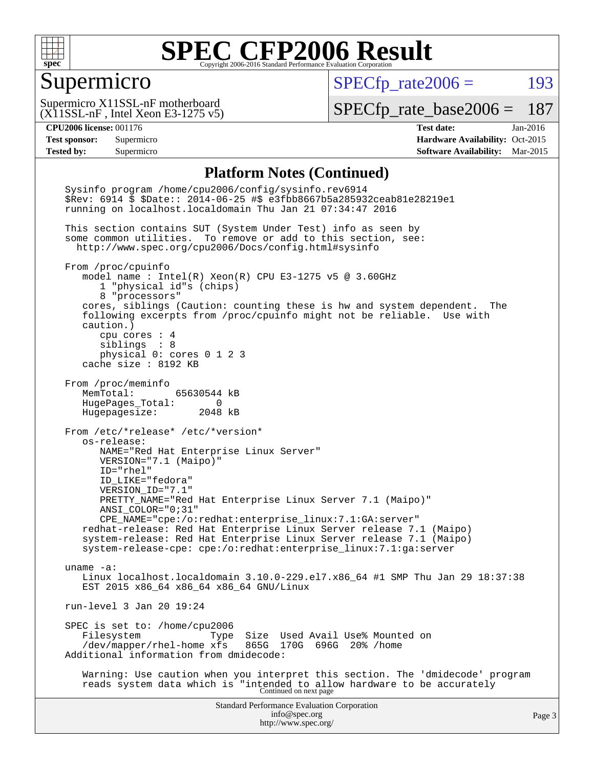# SPEC CFP2006 Result

## Supermicro

Supermicro X11SSL-nF motherboard
(X11SSL-nF , Intel Xeon E3-1275 v5)

SPECfp_rate2006 = 193

SPECfp_rate_base2006 = 187

**CPU2006 license:** 001176
**Test sponsor:** Supermicro
**Tested by:** Supermicro

**Test date:** Jan-2016
**Hardware Availability:** Oct-2015
**Software Availability:** Mar-2015

### Platform Notes (Continued)

```
Sysinfo program /home/cpu2006/config/sysinfo.rev6914
$Rev: 6914 $ $Date:: 2014-06-25 #$ e3fbb8667b5a285932ceab81e28219e1
running on localhost.localdomain Thu Jan 21 07:34:47 2016

This section contains SUT (System Under Test) info as seen by
some common utilities.  To remove or add to this section, see:
  http://www.spec.org/cpu2006/Docs/config.html#sysinfo

From /proc/cpuinfo
   model name : Intel(R) Xeon(R) CPU E3-1275 v5 @ 3.60GHz
      1 "physical id"s (chips)
      8 "processors"
   cores, siblings (Caution: counting these is hw and system dependent.  The
   following excerpts from /proc/cpuinfo might not be reliable.  Use with
   caution.)
      cpu cores : 4
      siblings  : 8
      physical 0: cores 0 1 2 3
   cache size : 8192 KB

From /proc/meminfo
   MemTotal:       65630544 kB
   HugePages_Total:       0
   Hugepagesize:       2048 kB

From /etc/*release* /etc/*version*
   os-release:
      NAME="Red Hat Enterprise Linux Server"
      VERSION="7.1 (Maipo)"
      ID="rhel"
      ID_LIKE="fedora"
      VERSION_ID="7.1"
      PRETTY_NAME="Red Hat Enterprise Linux Server 7.1 (Maipo)"
      ANSI_COLOR="0;31"
      CPE_NAME="cpe:/o:redhat:enterprise_linux:7.1:GA:server"
   redhat-release: Red Hat Enterprise Linux Server release 7.1 (Maipo)
   system-release: Red Hat Enterprise Linux Server release 7.1 (Maipo)
   system-release-cpe: cpe:/o:redhat:enterprise_linux:7.1:ga:server

uname -a:
   Linux localhost.localdomain 3.10.0-229.el7.x86_64 #1 SMP Thu Jan 29 18:37:38
   EST 2015 x86_64 x86_64 x86_64 GNU/Linux

run-level 3 Jan 20 19:24

SPEC is set to: /home/cpu2006
   Filesystem            Type  Size  Used Avail Use% Mounted on
   /dev/mapper/rhel-home xfs   865G  170G  696G  20% /home
Additional information from dmidecode:

   Warning: Use caution when you interpret this section. The 'dmidecode' program
   reads system data which is "intended to allow hardware to be accurately
```

Continued on next page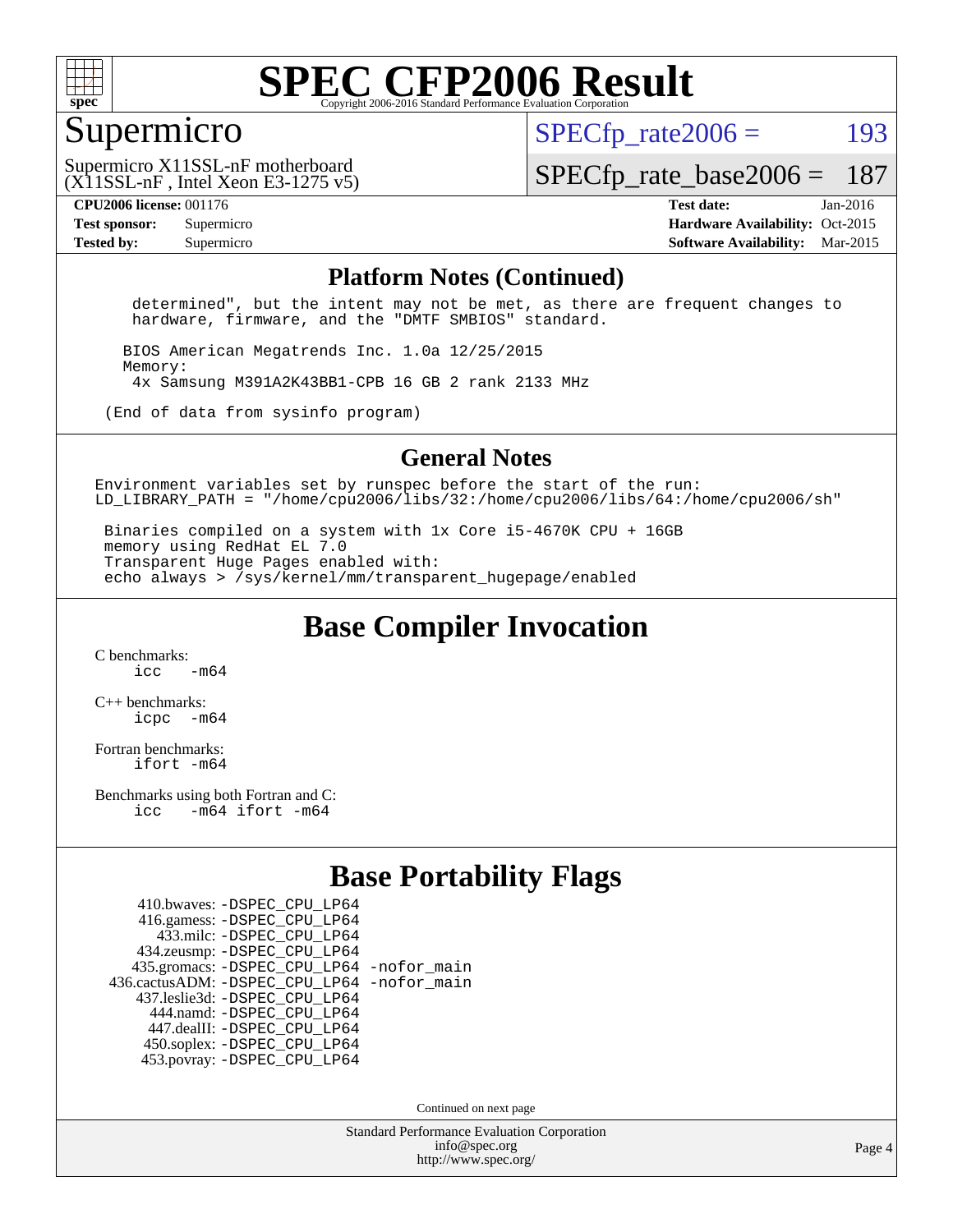# SPEC CFP2006 Result

Copyright 2006-2016 Standard Performance Evaluation Corporation

## Supermicro

Supermicro X11SSL-nF motherboard
(X11SSL-nF , Intel Xeon E3-1275 v5)

SPECfp_rate2006 = 193
SPECfp_rate_base2006 = 187

**CPU2006 license:** 001176
**Test sponsor:** Supermicro
**Tested by:** Supermicro

**Test date:** Jan-2016
**Hardware Availability:** Oct-2015
**Software Availability:** Mar-2015

## Platform Notes (Continued)

```
    determined", but the intent may not be met, as there are frequent changes to
    hardware, firmware, and the "DMTF SMBIOS" standard.

   BIOS American Megatrends Inc. 1.0a 12/25/2015
   Memory:
    4x Samsung M391A2K43BB1-CPB 16 GB 2 rank 2133 MHz

 (End of data from sysinfo program)
```

## General Notes

```
Environment variables set by runspec before the start of the run:
LD_LIBRARY_PATH = "/home/cpu2006/libs/32:/home/cpu2006/libs/64:/home/cpu2006/sh"

 Binaries compiled on a system with 1x Core i5-4670K CPU + 16GB
 memory using RedHat EL 7.0
 Transparent Huge Pages enabled with:
 echo always > /sys/kernel/mm/transparent_hugepage/enabled
```

## Base Compiler Invocation

C benchmarks:
```
icc   -m64
```

C++ benchmarks:
```
icpc  -m64
```

Fortran benchmarks:
```
ifort -m64
```

Benchmarks using both Fortran and C:
```
icc   -m64 ifort -m64
```

## Base Portability Flags

```
    410.bwaves: -DSPEC_CPU_LP64
    416.gamess: -DSPEC_CPU_LP64
      433.milc: -DSPEC_CPU_LP64
    434.zeusmp: -DSPEC_CPU_LP64
   435.gromacs: -DSPEC_CPU_LP64 -nofor_main
436.cactusADM: -DSPEC_CPU_LP64 -nofor_main
   437.leslie3d: -DSPEC_CPU_LP64
     444.namd: -DSPEC_CPU_LP64
    447.dealII: -DSPEC_CPU_LP64
    450.soplex: -DSPEC_CPU_LP64
    453.povray: -DSPEC_CPU_LP64
```

Continued on next page

Standard Performance Evaluation Corporation
info@spec.org
http://www.spec.org/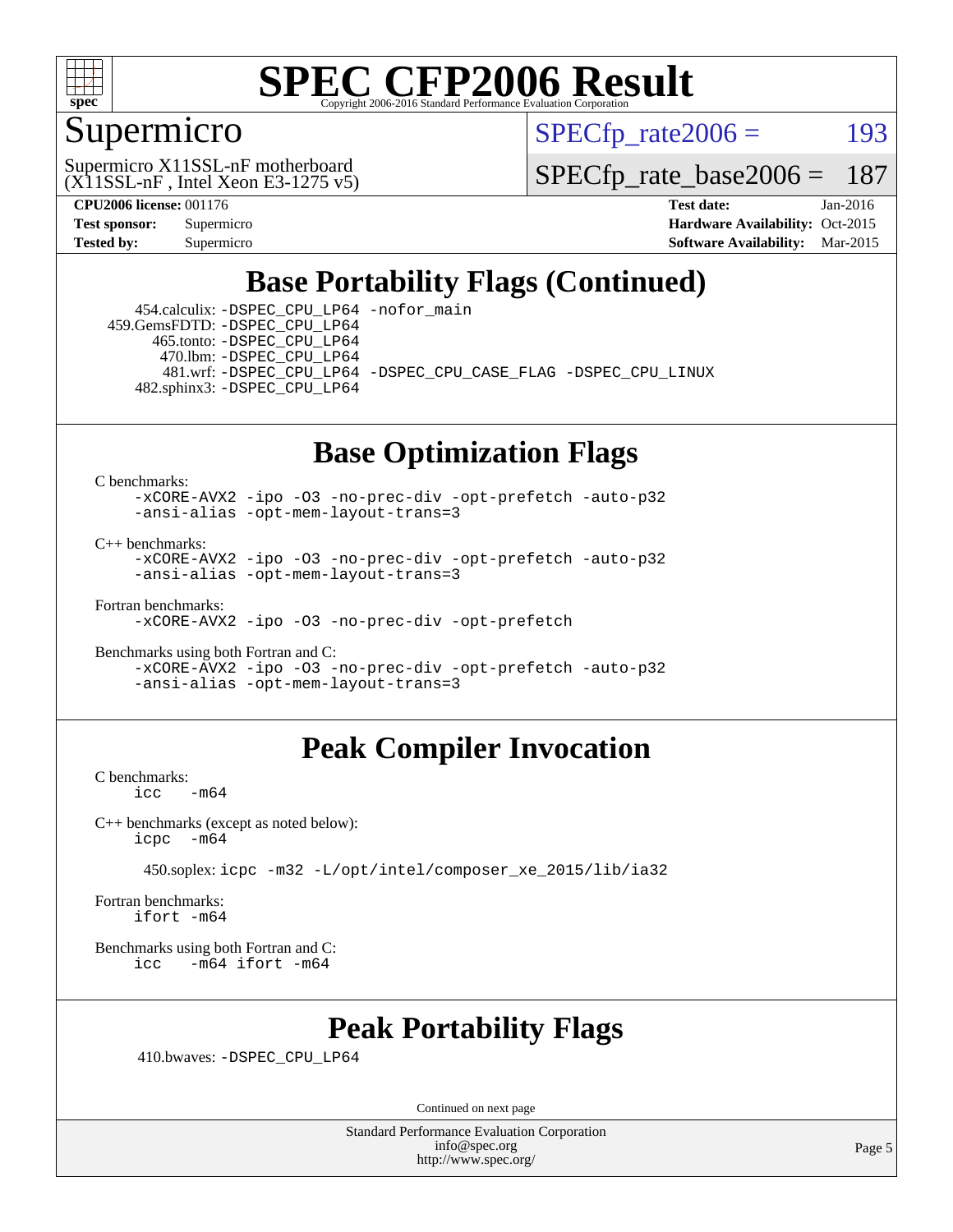# SPEC CFP2006 Result

Copyright 2006-2016 Standard Performance Evaluation Corporation

## Supermicro

Supermicro X11SSL-nF motherboard (X11SSL-nF , Intel Xeon E3-1275 v5)

SPECfp_rate2006 = 193

SPECfp_rate_base2006 = 187

**CPU2006 license:** 001176
**Test sponsor:** Supermicro
**Tested by:** Supermicro

**Test date:** Jan-2016
**Hardware Availability:** Oct-2015
**Software Availability:** Mar-2015

## Base Portability Flags (Continued)

454.calculix: -DSPEC_CPU_LP64 -nofor_main
459.GemsFDTD: -DSPEC_CPU_LP64
465.tonto: -DSPEC_CPU_LP64
470.lbm: -DSPEC_CPU_LP64
481.wrf: -DSPEC_CPU_LP64 -DSPEC_CPU_CASE_FLAG -DSPEC_CPU_LINUX
482.sphinx3: -DSPEC_CPU_LP64

## Base Optimization Flags

C benchmarks:
```
-xCORE-AVX2 -ipo -O3 -no-prec-div -opt-prefetch -auto-p32
-ansi-alias -opt-mem-layout-trans=3
```

C++ benchmarks:
```
-xCORE-AVX2 -ipo -O3 -no-prec-div -opt-prefetch -auto-p32
-ansi-alias -opt-mem-layout-trans=3
```

Fortran benchmarks:
```
-xCORE-AVX2 -ipo -O3 -no-prec-div -opt-prefetch
```

Benchmarks using both Fortran and C:
```
-xCORE-AVX2 -ipo -O3 -no-prec-div -opt-prefetch -auto-p32
-ansi-alias -opt-mem-layout-trans=3
```

## Peak Compiler Invocation

C benchmarks:
```
icc   -m64
```

C++ benchmarks (except as noted below):
```
icpc  -m64
```

450.soplex: icpc -m32 -L/opt/intel/composer_xe_2015/lib/ia32

Fortran benchmarks:
```
ifort -m64
```

Benchmarks using both Fortran and C:
```
icc   -m64 ifort -m64
```

## Peak Portability Flags

410.bwaves: -DSPEC_CPU_LP64

Continued on next page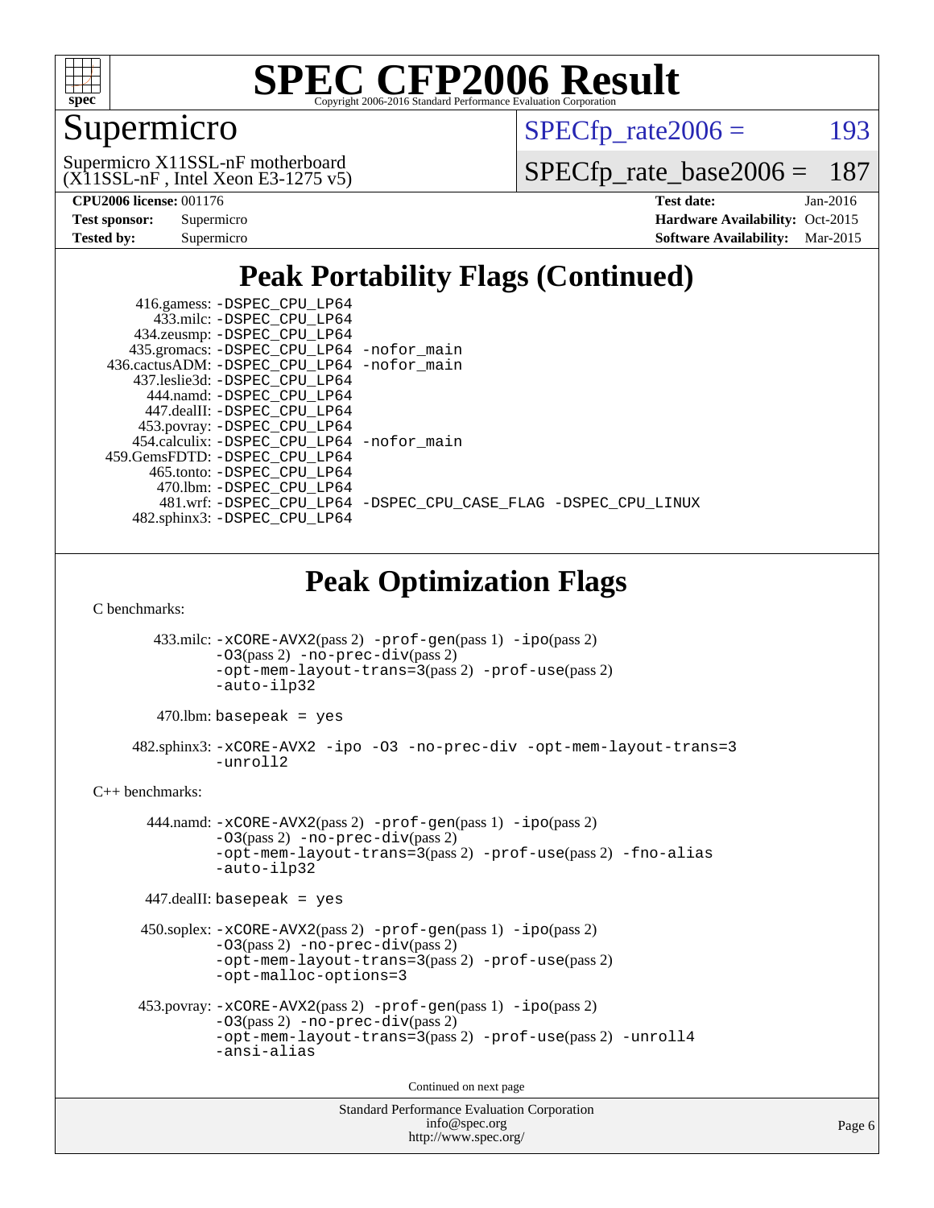# SPEC CFP2006 Result

Copyright 2006-2016 Standard Performance Evaluation Corporation

## Supermicro

Supermicro X11SSL-nF motherboard (X11SSL-nF , Intel Xeon E3-1275 v5)

SPECfp_rate2006 = 193

SPECfp_rate_base2006 = 187

**CPU2006 license:** 001176
**Test sponsor:** Supermicro
**Tested by:** Supermicro

**Test date:** Jan-2016
**Hardware Availability:** Oct-2015
**Software Availability:** Mar-2015

## Peak Portability Flags (Continued)

```
     416.gamess: -DSPEC_CPU_LP64
       433.milc: -DSPEC_CPU_LP64
     434.zeusmp: -DSPEC_CPU_LP64
    435.gromacs: -DSPEC_CPU_LP64 -nofor_main
 436.cactusADM: -DSPEC_CPU_LP64 -nofor_main
    437.leslie3d: -DSPEC_CPU_LP64
       444.namd: -DSPEC_CPU_LP64
     447.dealII: -DSPEC_CPU_LP64
     453.povray: -DSPEC_CPU_LP64
   454.calculix: -DSPEC_CPU_LP64 -nofor_main
  459.GemsFDTD: -DSPEC_CPU_LP64
      465.tonto: -DSPEC_CPU_LP64
        470.lbm: -DSPEC_CPU_LP64
        481.wrf: -DSPEC_CPU_LP64 -DSPEC_CPU_CASE_FLAG -DSPEC_CPU_LINUX
    482.sphinx3: -DSPEC_CPU_LP64
```

## Peak Optimization Flags

C benchmarks:

433.milc: -xCORE-AVX2(pass 2) -prof-gen(pass 1) -ipo(pass 2) -O3(pass 2) -no-prec-div(pass 2) -opt-mem-layout-trans=3(pass 2) -prof-use(pass 2) -auto-ilp32

470.lbm: basepeak = yes

482.sphinx3: -xCORE-AVX2 -ipo -O3 -no-prec-div -opt-mem-layout-trans=3 -unroll2

C++ benchmarks:

444.namd: -xCORE-AVX2(pass 2) -prof-gen(pass 1) -ipo(pass 2) -O3(pass 2) -no-prec-div(pass 2) -opt-mem-layout-trans=3(pass 2) -prof-use(pass 2) -fno-alias -auto-ilp32

447.dealII: basepeak = yes

450.soplex: -xCORE-AVX2(pass 2) -prof-gen(pass 1) -ipo(pass 2) -O3(pass 2) -no-prec-div(pass 2) -opt-mem-layout-trans=3(pass 2) -prof-use(pass 2) -opt-malloc-options=3

453.povray: -xCORE-AVX2(pass 2) -prof-gen(pass 1) -ipo(pass 2) -O3(pass 2) -no-prec-div(pass 2) -opt-mem-layout-trans=3(pass 2) -prof-use(pass 2) -unroll4 -ansi-alias

Continued on next page

Standard Performance Evaluation Corporation
info@spec.org
http://www.spec.org/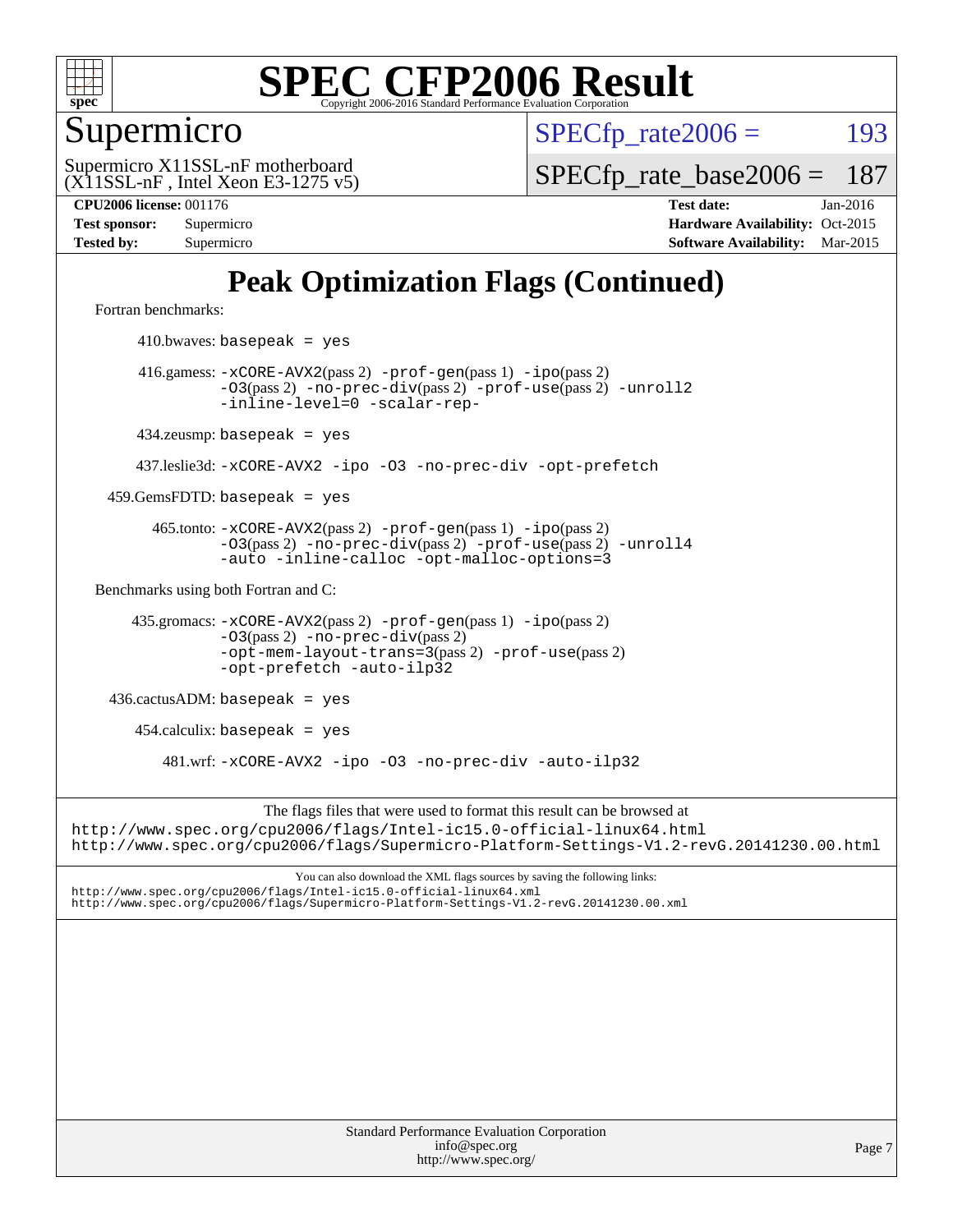# SPEC CFP2006 Result

Copyright 2006-2016 Standard Performance Evaluation Corporation

## Supermicro

Supermicro X11SSL-nF motherboard
(X11SSL-nF , Intel Xeon E3-1275 v5)

SPECfp_rate2006 = 193

SPECfp_rate_base2006 = 187

**CPU2006 license:** 001176
**Test sponsor:** Supermicro
**Tested by:** Supermicro

**Test date:** Jan-2016
**Hardware Availability:** Oct-2015
**Software Availability:** Mar-2015

# Peak Optimization Flags (Continued)

Fortran benchmarks:

410.bwaves: `basepeak = yes`

416.gamess: `-xCORE-AVX2`(pass 2) `-prof-gen`(pass 1) `-ipo`(pass 2) `-O3`(pass 2) `-no-prec-div`(pass 2) `-prof-use`(pass 2) `-unroll2` `-inline-level=0` `-scalar-rep-`

434.zeusmp: `basepeak = yes`

437.leslie3d: `-xCORE-AVX2 -ipo -O3 -no-prec-div -opt-prefetch`

459.GemsFDTD: `basepeak = yes`

465.tonto: `-xCORE-AVX2`(pass 2) `-prof-gen`(pass 1) `-ipo`(pass 2) `-O3`(pass 2) `-no-prec-div`(pass 2) `-prof-use`(pass 2) `-unroll4` `-auto -inline-calloc -opt-malloc-options=3`

Benchmarks using both Fortran and C:

435.gromacs: `-xCORE-AVX2`(pass 2) `-prof-gen`(pass 1) `-ipo`(pass 2) `-O3`(pass 2) `-no-prec-div`(pass 2) `-opt-mem-layout-trans=3`(pass 2) `-prof-use`(pass 2) `-opt-prefetch -auto-ilp32`

436.cactusADM: `basepeak = yes`

454.calculix: `basepeak = yes`

481.wrf: `-xCORE-AVX2 -ipo -O3 -no-prec-div -auto-ilp32`

The flags files that were used to format this result can be browsed at
http://www.spec.org/cpu2006/flags/Intel-ic15.0-official-linux64.html
http://www.spec.org/cpu2006/flags/Supermicro-Platform-Settings-V1.2-revG.20141230.00.html

You can also download the XML flags sources by saving the following links:
http://www.spec.org/cpu2006/flags/Intel-ic15.0-official-linux64.xml
http://www.spec.org/cpu2006/flags/Supermicro-Platform-Settings-V1.2-revG.20141230.00.xml

Standard Performance Evaluation Corporation
info@spec.org
http://www.spec.org/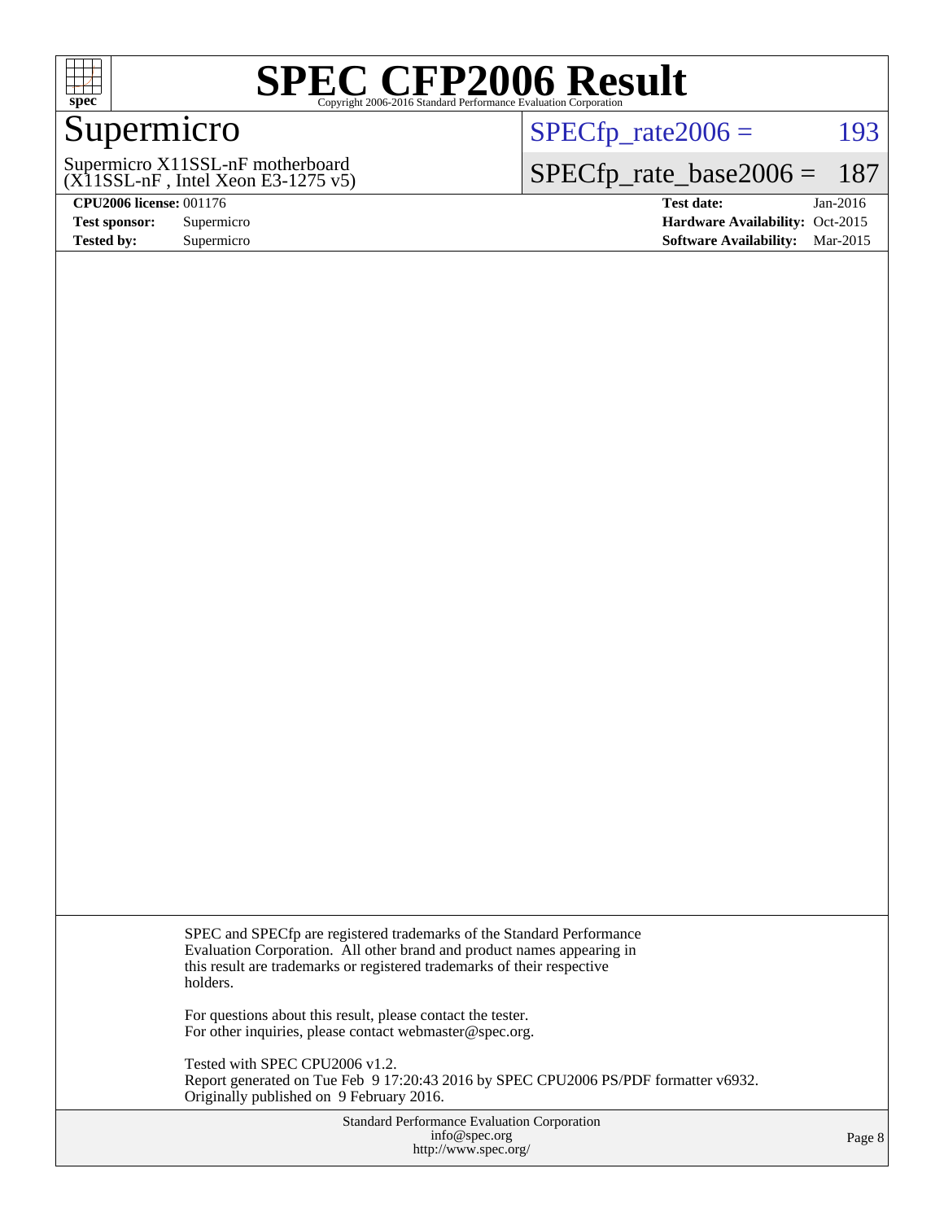SPEC and SPECfp are registered trademarks of the Standard Performance Evaluation Corporation. All other brand and product names appearing in this result are trademarks or registered trademarks of their respective holders.

For questions about this result, please contact the tester.
For other inquiries, please contact webmaster@spec.org.

Tested with SPEC CPU2006 v1.2.
Report generated on Tue Feb 9 17:20:43 2016 by SPEC CPU2006 PS/PDF formatter v6932.
Originally published on 9 February 2016.